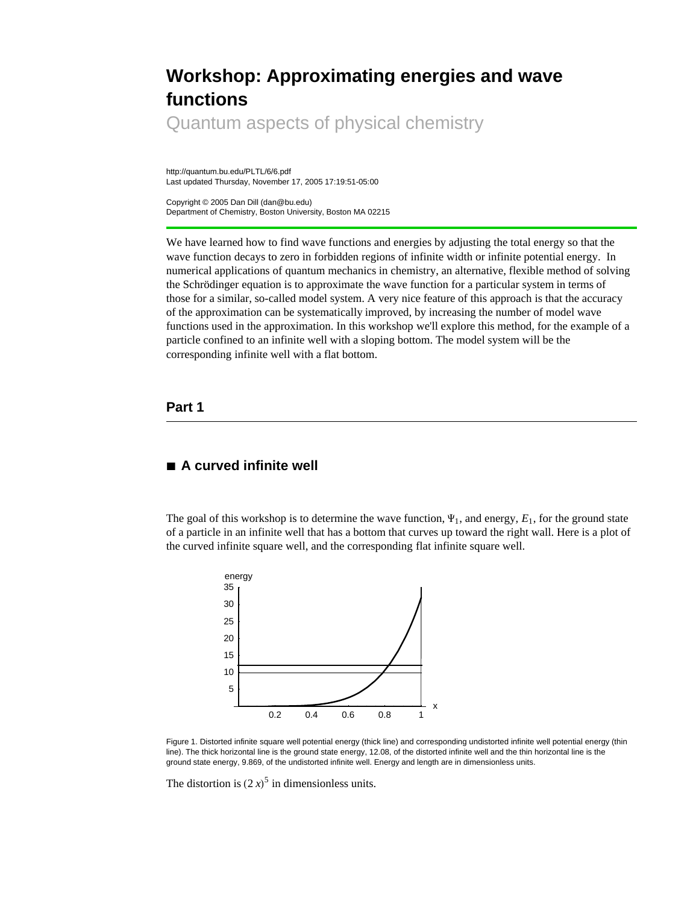# Workshop: Approximating energies and wave functions

Quantum aspects of physical chemistry

http://quantum.bu.edu/PLTL/6/6.pdf
Last updated Thursday, November 17, 2005 17:19:51-05:00

Copyright © 2005 Dan Dill (dan@bu.edu)
Department of Chemistry, Boston University, Boston MA 02215

We have learned how to find wave functions and energies by adjusting the total energy so that the wave function decays to zero in forbidden regions of infinite width or infinite potential energy. In numerical applications of quantum mechanics in chemistry, an alternative, flexible method of solving the Schrödinger equation is to approximate the wave function for a particular system in terms of those for a similar, so-called model system. A very nice feature of this approach is that the accuracy of the approximation can be systematically improved, by increasing the number of model wave functions used in the approximation. In this workshop we'll explore this method, for the example of a particle confined to an infinite well with a sloping bottom. The model system will be the corresponding infinite well with a flat bottom.

## Part 1

### ■ A curved infinite well

The goal of this workshop is to determine the wave function, $\Psi_1$, and energy, $E_1$, for the ground state of a particle in an infinite well that has a bottom that curves up toward the right wall. Here is a plot of the curved infinite square well, and the corresponding flat infinite square well.

Figure 1. Distorted infinite square well potential energy (thick line) and corresponding undistorted infinite well potential energy (thin line). The thick horizontal line is the ground state energy, 12.08, of the distorted infinite well and the thin horizontal line is the ground state energy, 9.869, of the undistorted infinite well. Energy and length are in dimensionless units.

The distortion is $(2\,x)^5$ in dimensionless units.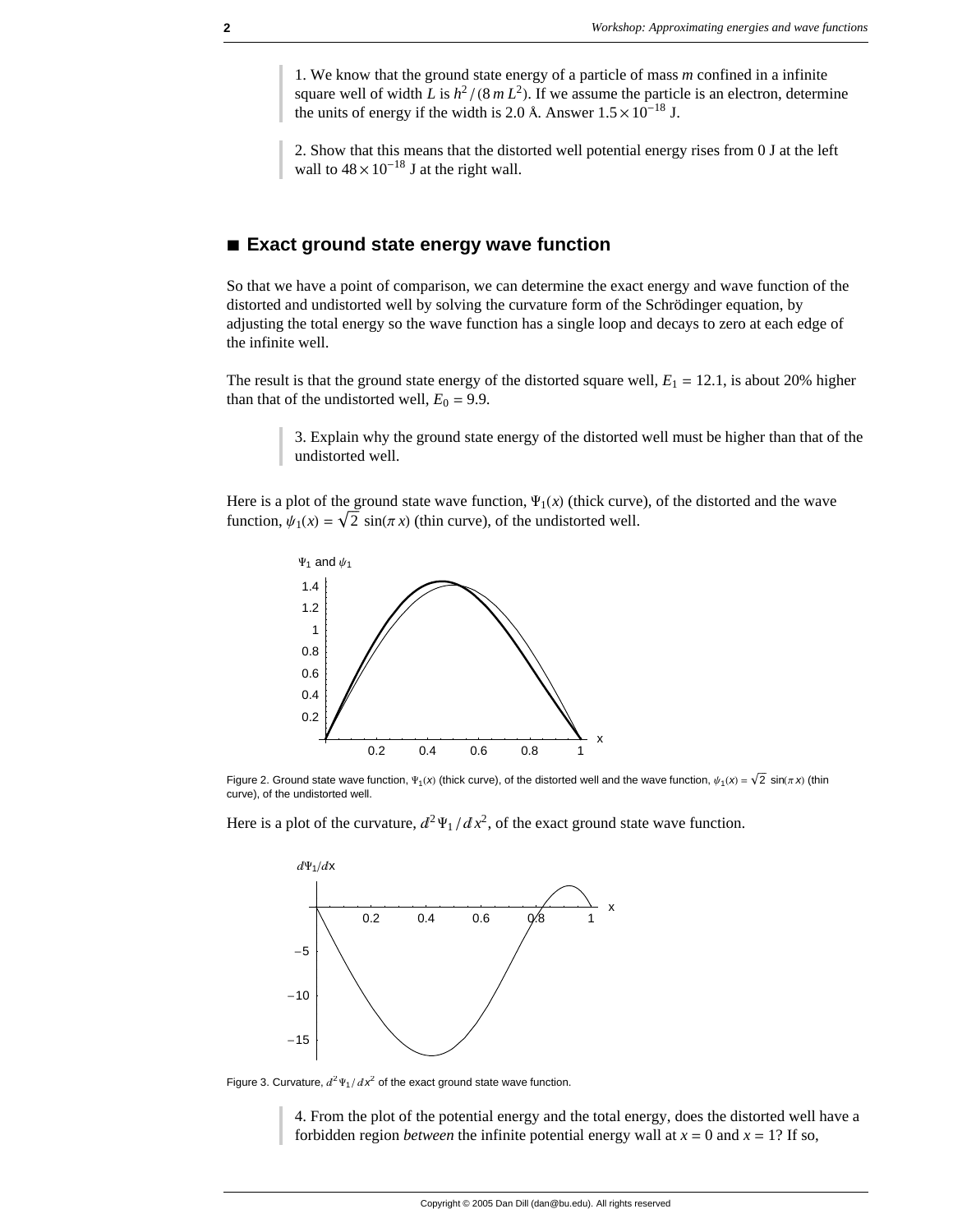1. We know that the ground state energy of a particle of mass *m* confined in a infinite square well of width *L* is $h^2/(8\,m\,L^2)$. If we assume the particle is an electron, determine the units of energy if the width is 2.0 Å. Answer $1.5\times10^{-18}$ J.

2. Show that this means that the distorted well potential energy rises from 0 J at the left wall to $48\times10^{-18}$ J at the right wall.

## ■ Exact ground state energy wave function

So that we have a point of comparison, we can determine the exact energy and wave function of the distorted and undistorted well by solving the curvature form of the Schrödinger equation, by adjusting the total energy so the wave function has a single loop and decays to zero at each edge of the infinite well.

The result is that the ground state energy of the distorted square well, $E_1 = 12.1$, is about 20% higher than that of the undistorted well, $E_0 = 9.9$.

3. Explain why the ground state energy of the distorted well must be higher than that of the undistorted well.

Here is a plot of the ground state wave function, $\Psi_1(x)$ (thick curve), of the distorted and the wave function, $\psi_1(x) = \sqrt{2}\,\sin(\pi\,x)$ (thin curve), of the undistorted well.

Figure 2. Ground state wave function, $\Psi_1(x)$ (thick curve), of the distorted well and the wave function, $\psi_1(x) = \sqrt{2}\,\sin(\pi\,x)$ (thin curve), of the undistorted well.

Here is a plot of the curvature, $d^2\Psi_1/d\,x^2$, of the exact ground state wave function.

Figure 3. Curvature, $d^2\Psi_1/d\,x^2$ of the exact ground state wave function.

4. From the plot of the potential energy and the total energy, does the distorted well have a forbidden region *between* the infinite potential energy wall at $x = 0$ and $x = 1$? If so,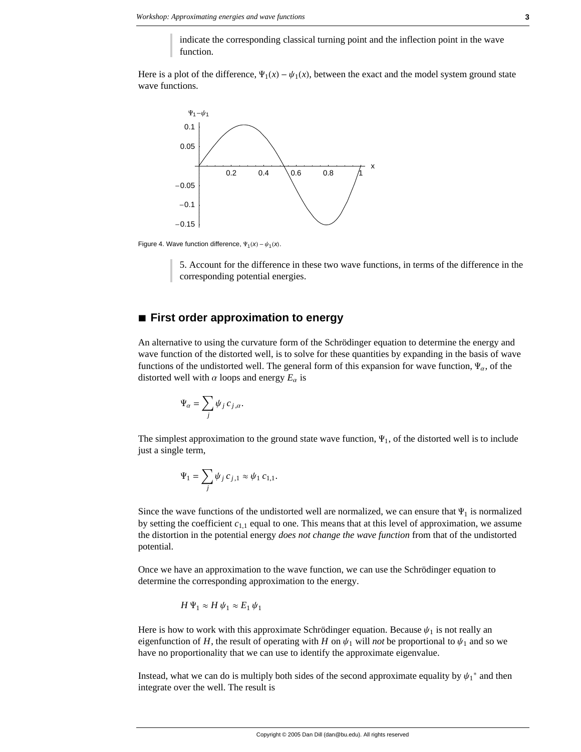indicate the corresponding classical turning point and the inflection point in the wave function.

Here is a plot of the difference, $\Psi_1(x) - \psi_1(x)$, between the exact and the model system ground state wave functions.

Figure 4. Wave function difference, $\Psi_1(x) - \psi_1(x)$.

5. Account for the difference in these two wave functions, in terms of the difference in the corresponding potential energies.

## ■ First order approximation to energy

An alternative to using the curvature form of the Schrödinger equation to determine the energy and wave function of the distorted well, is to solve for these quantities by expanding in the basis of wave functions of the undistorted well. The general form of this expansion for wave function, $\Psi_\alpha$, of the distorted well with $\alpha$ loops and energy $E_\alpha$ is

$$\Psi_\alpha = \sum_j \psi_j \, c_{j,\alpha}.$$

The simplest approximation to the ground state wave function, $\Psi_1$, of the distorted well is to include just a single term,

$$\Psi_1 = \sum_j \psi_j \, c_{j,1} \approx \psi_1 \, c_{1,1}.$$

Since the wave functions of the undistorted well are normalized, we can ensure that $\Psi_1$ is normalized by setting the coefficient $c_{1,1}$ equal to one. This means that at this level of approximation, we assume the distortion in the potential energy *does not change the wave function* from that of the undistorted potential.

Once we have an approximation to the wave function, we can use the Schrödinger equation to determine the corresponding approximation to the energy.

$$H\,\Psi_1 \approx H\,\psi_1 \approx E_1\,\psi_1$$

Here is how to work with this approximate Schrödinger equation. Because $\psi_1$ is not really an eigenfunction of $H$, the result of operating with $H$ on $\psi_1$ will *not* be proportional to $\psi_1$ and so we have no proportionality that we can use to identify the approximate eigenvalue.

Instead, what we can do is multiply both sides of the second approximate equality by $\psi_1^*$ and then integrate over the well. The result is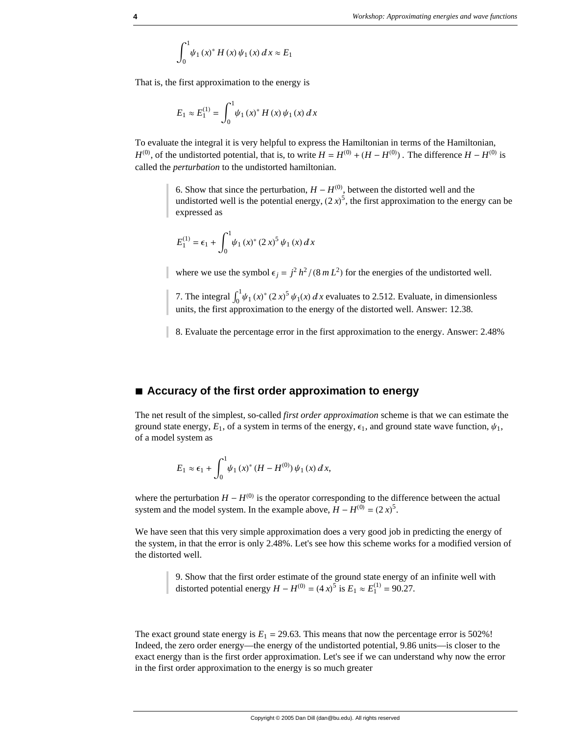$$\int_0^1 \psi_1(x)^* H(x)\, \psi_1(x)\, dx \approx E_1$$

That is, the first approximation to the energy is

$$E_1 \approx E_1^{(1)} = \int_0^1 \psi_1(x)^* H(x)\, \psi_1(x)\, dx$$

To evaluate the integral it is very helpful to express the Hamiltonian in terms of the Hamiltonian, $H^{(0)}$, of the undistorted potential, that is, to write $H = H^{(0)} + (H - H^{(0)})$. The difference $H - H^{(0)}$ is called the *perturbation* to the undistorted hamiltonian.

> 6. Show that since the perturbation, $H - H^{(0)}$, between the distorted well and the undistorted well is the potential energy, $(2x)^5$, the first approximation to the energy can be expressed as

$$E_1^{(1)} = \epsilon_1 + \int_0^1 \psi_1(x)^* (2x)^5\, \psi_1(x)\, dx$$

> where we use the symbol $\epsilon_j = j^2 h^2 / (8 m L^2)$ for the energies of the undistorted well.

> 7. The integral $\int_0^1 \psi_1(x)^* (2x)^5\, \psi_1(x)\, dx$ evaluates to 2.512. Evaluate, in dimensionless units, the first approximation to the energy of the distorted well. Answer: 12.38.

> 8. Evaluate the percentage error in the first approximation to the energy. Answer: 2.48%

## ■ Accuracy of the first order approximation to energy

The net result of the simplest, so-called *first order approximation* scheme is that we can estimate the ground state energy, $E_1$, of a system in terms of the energy, $\epsilon_1$, and ground state wave function, $\psi_1$, of a model system as

$$E_1 \approx \epsilon_1 + \int_0^1 \psi_1(x)^* (H - H^{(0)})\, \psi_1(x)\, dx,$$

where the perturbation $H - H^{(0)}$ is the operator corresponding to the difference between the actual system and the model system. In the example above, $H - H^{(0)} = (2x)^5$.

We have seen that this very simple approximation does a very good job in predicting the energy of the system, in that the error is only 2.48%. Let's see how this scheme works for a modified version of the distorted well.

> 9. Show that the first order estimate of the ground state energy of an infinite well with distorted potential energy $H - H^{(0)} = (4x)^5$ is $E_1 \approx E_1^{(1)} = 90.27$.

The exact ground state energy is $E_1 = 29.63$. This means that now the percentage error is 502%! Indeed, the zero order energy—the energy of the undistorted potential, 9.86 units—is closer to the exact energy than is the first order approximation. Let's see if we can understand why now the error in the first order approximation to the energy is so much greater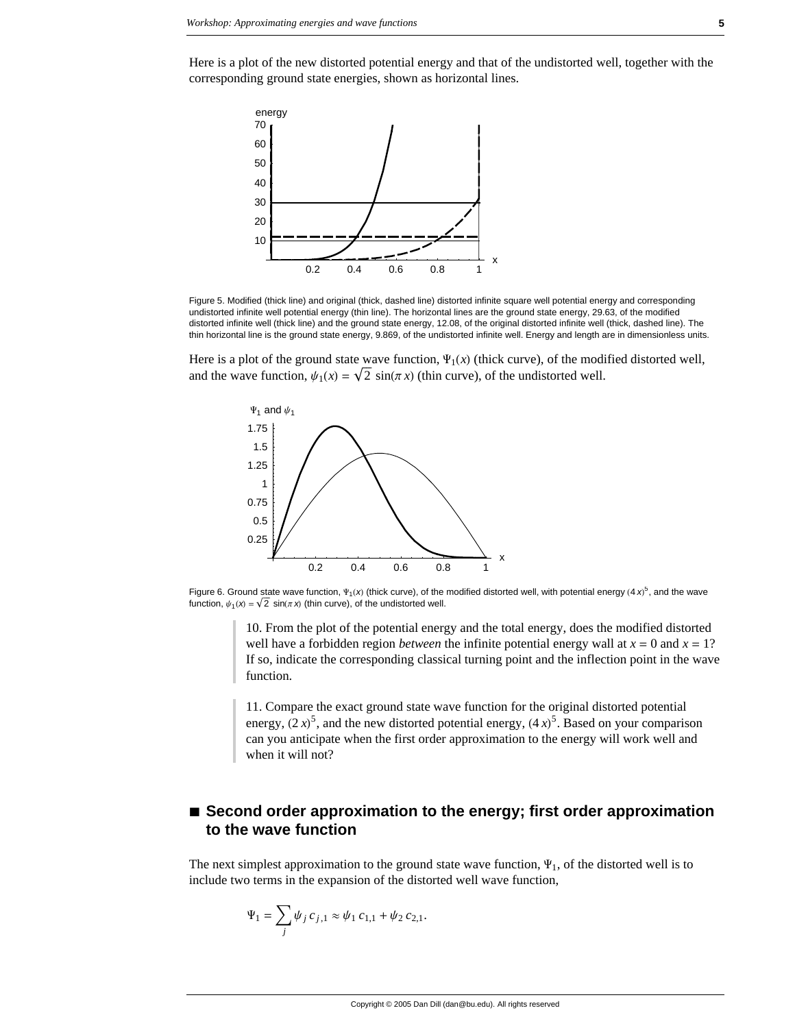Here is a plot of the new distorted potential energy and that of the undistorted well, together with the corresponding ground state energies, shown as horizontal lines.

Figure 5. Modified (thick line) and original (thick, dashed line) distorted infinite square well potential energy and corresponding undistorted infinite well potential energy (thin line). The horizontal lines are the ground state energy, 29.63, of the modified distorted infinite well (thick line) and the ground state energy, 12.08, of the original distorted infinite well (thick, dashed line). The thin horizontal line is the ground state energy, 9.869, of the undistorted infinite well. Energy and length are in dimensionless units.

Here is a plot of the ground state wave function, $\Psi_1(x)$ (thick curve), of the modified distorted well, and the wave function, $\psi_1(x) = \sqrt{2}\,\sin(\pi x)$ (thin curve), of the undistorted well.

Figure 6. Ground state wave function, $\Psi_1(x)$ (thick curve), of the modified distorted well, with potential energy $(4x)^5$, and the wave function, $\psi_1(x) = \sqrt{2}\,\sin(\pi x)$ (thin curve), of the undistorted well.

> 10. From the plot of the potential energy and the total energy, does the modified distorted well have a forbidden region *between* the infinite potential energy wall at $x = 0$ and $x = 1$? If so, indicate the corresponding classical turning point and the inflection point in the wave function.

> 11. Compare the exact ground state wave function for the original distorted potential energy, $(2x)^5$, and the new distorted potential energy, $(4x)^5$. Based on your comparison can you anticipate when the first order approximation to the energy will work well and when it will not?

## ■ Second order approximation to the energy; first order approximation to the wave function

The next simplest approximation to the ground state wave function, $\Psi_1$, of the distorted well is to include two terms in the expansion of the distorted well wave function,

$$\Psi_1 = \sum_j \psi_j\, c_{j,1} \approx \psi_1\, c_{1,1} + \psi_2\, c_{2,1}.$$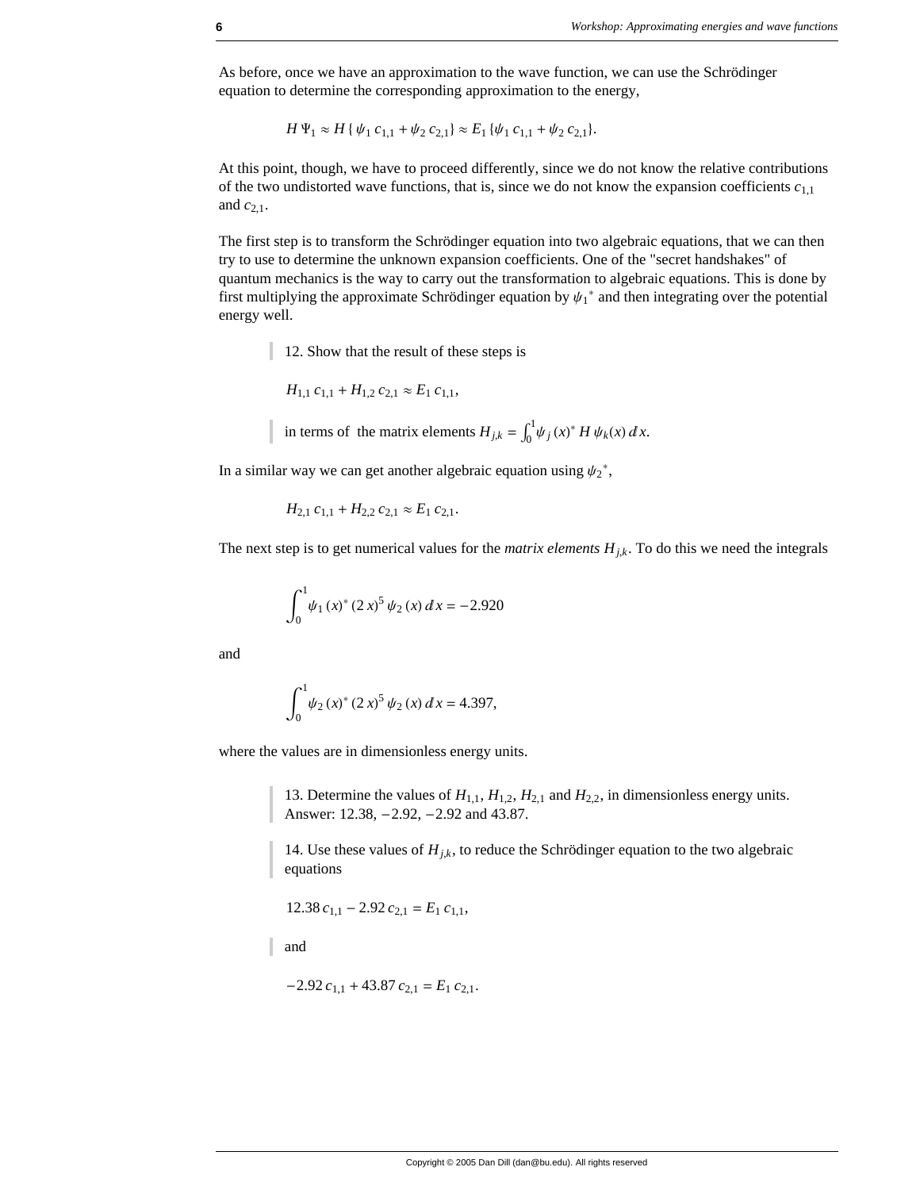As before, once we have an approximation to the wave function, we can use the Schrödinger equation to determine the corresponding approximation to the energy,

$$H\,\Psi_1 \approx H\{\psi_1\,c_{1,1} + \psi_2\,c_{2,1}\} \approx E_1\{\psi_1\,c_{1,1} + \psi_2\,c_{2,1}\}.$$

At this point, though, we have to proceed differently, since we do not know the relative contributions of the two undistorted wave functions, that is, since we do not know the expansion coefficients $c_{1,1}$ and $c_{2,1}$.

The first step is to transform the Schrödinger equation into two algebraic equations, that we can then try to use to determine the unknown expansion coefficients. One of the "secret handshakes" of quantum mechanics is the way to carry out the transformation to algebraic equations. This is done by first multiplying the approximate Schrödinger equation by $\psi_1{}^*$ and then integrating over the potential energy well.

> 12. Show that the result of these steps is
>
> $$H_{1,1}\,c_{1,1} + H_{1,2}\,c_{2,1} \approx E_1\,c_{1,1},$$
>
> in terms of the matrix elements $H_{j,k} = \int_0^1 \psi_j(x)^*\,H\,\psi_k(x)\,dx$.

In a similar way we can get another algebraic equation using $\psi_2{}^*$,

$$H_{2,1}\,c_{1,1} + H_{2,2}\,c_{2,1} \approx E_1\,c_{2,1}.$$

The next step is to get numerical values for the *matrix elements* $H_{j,k}$. To do this we need the integrals

$$\int_0^1 \psi_1(x)^*\,(2\,x)^5\,\psi_2(x)\,dx = -2.920$$

and

$$\int_0^1 \psi_2(x)^*\,(2\,x)^5\,\psi_2(x)\,dx = 4.397,$$

where the values are in dimensionless energy units.

> 13. Determine the values of $H_{1,1}$, $H_{1,2}$, $H_{2,1}$ and $H_{2,2}$, in dimensionless energy units. Answer: 12.38, −2.92, −2.92 and 43.87.

> 14. Use these values of $H_{j,k}$, to reduce the Schrödinger equation to the two algebraic equations
>
> $$12.38\,c_{1,1} - 2.92\,c_{2,1} = E_1\,c_{1,1},$$
>
> and
>
> $$-2.92\,c_{1,1} + 43.87\,c_{2,1} = E_1\,c_{2,1}.$$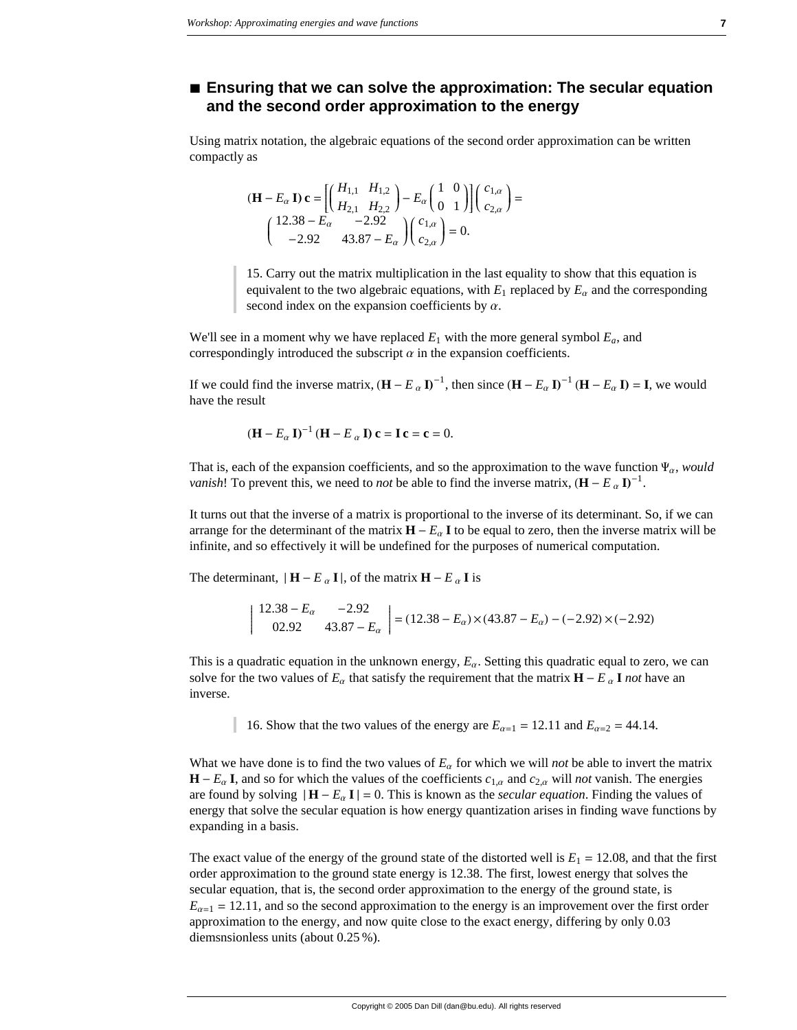## ■ Ensuring that we can solve the approximation: The secular equation and the second order approximation to the energy

Using matrix notation, the algebraic equations of the second order approximation can be written compactly as

$$(\mathbf{H} - E_\alpha\,\mathbf{I})\,\mathbf{c} = \left[\begin{pmatrix} H_{1,1} & H_{1,2} \\ H_{2,1} & H_{2,2} \end{pmatrix} - E_\alpha \begin{pmatrix} 1 & 0 \\ 0 & 1 \end{pmatrix}\right]\begin{pmatrix} c_{1,\alpha} \\ c_{2,\alpha} \end{pmatrix} =$$
$$\begin{pmatrix} 12.38 - E_\alpha & -2.92 \\ -2.92 & 43.87 - E_\alpha \end{pmatrix}\begin{pmatrix} c_{1,\alpha} \\ c_{2,\alpha} \end{pmatrix} = 0.$$

> 15. Carry out the matrix multiplication in the last equality to show that this equation is equivalent to the two algebraic equations, with $E_1$ replaced by $E_\alpha$ and the corresponding second index on the expansion coefficients by $\alpha$.

We'll see in a moment why we have replaced $E_1$ with the more general symbol $E_a$, and correspondingly introduced the subscript $\alpha$ in the expansion coefficients.

If we could find the inverse matrix, $(\mathbf{H} - E_\alpha\,\mathbf{I})^{-1}$, then since $(\mathbf{H} - E_\alpha\,\mathbf{I})^{-1}\,(\mathbf{H} - E_\alpha\,\mathbf{I}) = \mathbf{I}$, we would have the result

$$(\mathbf{H} - E_\alpha\,\mathbf{I})^{-1}\,(\mathbf{H} - E_\alpha\,\mathbf{I})\,\mathbf{c} = \mathbf{I}\,\mathbf{c} = \mathbf{c} = 0.$$

That is, each of the expansion coefficients, and so the approximation to the wave function $\Psi_\alpha$, *would vanish*! To prevent this, we need to *not* be able to find the inverse matrix, $(\mathbf{H} - E_\alpha\,\mathbf{I})^{-1}$.

It turns out that the inverse of a matrix is proportional to the inverse of its determinant. So, if we can arrange for the determinant of the matrix $\mathbf{H} - E_\alpha\,\mathbf{I}$ to be equal to zero, then the inverse matrix will be infinite, and so effectively it will be undefined for the purposes of numerical computation.

The determinant, $|\,\mathbf{H} - E_\alpha\,\mathbf{I}\,|$, of the matrix $\mathbf{H} - E_\alpha\,\mathbf{I}$ is

$$\begin{vmatrix} 12.38 - E_\alpha & -2.92 \\ 02.92 & 43.87 - E_\alpha \end{vmatrix} = (12.38 - E_\alpha) \times (43.87 - E_\alpha) - (-2.92) \times (-2.92)$$

This is a quadratic equation in the unknown energy, $E_\alpha$. Setting this quadratic equal to zero, we can solve for the two values of $E_\alpha$ that satisfy the requirement that the matrix $\mathbf{H} - E_\alpha\,\mathbf{I}$ *not* have an inverse.

> 16. Show that the two values of the energy are $E_{\alpha=1} = 12.11$ and $E_{\alpha=2} = 44.14$.

What we have done is to find the two values of $E_\alpha$ for which we will *not* be able to invert the matrix $\mathbf{H} - E_\alpha\,\mathbf{I}$, and so for which the values of the coefficients $c_{1,\alpha}$ and $c_{2,\alpha}$ will *not* vanish. The energies are found by solving $|\,\mathbf{H} - E_\alpha\,\mathbf{I}\,| = 0$. This is known as the *secular equation*. Finding the values of energy that solve the secular equation is how energy quantization arises in finding wave functions by expanding in a basis.

The exact value of the energy of the ground state of the distorted well is $E_1 = 12.08$, and that the first order approximation to the ground state energy is 12.38. The first, lowest energy that solves the secular equation, that is, the second order approximation to the energy of the ground state, is $E_{\alpha=1} = 12.11$, and so the second approximation to the energy is an improvement over the first order approximation to the energy, and now quite close to the exact energy, differing by only 0.03 diemsnsionless units (about 0.25 %).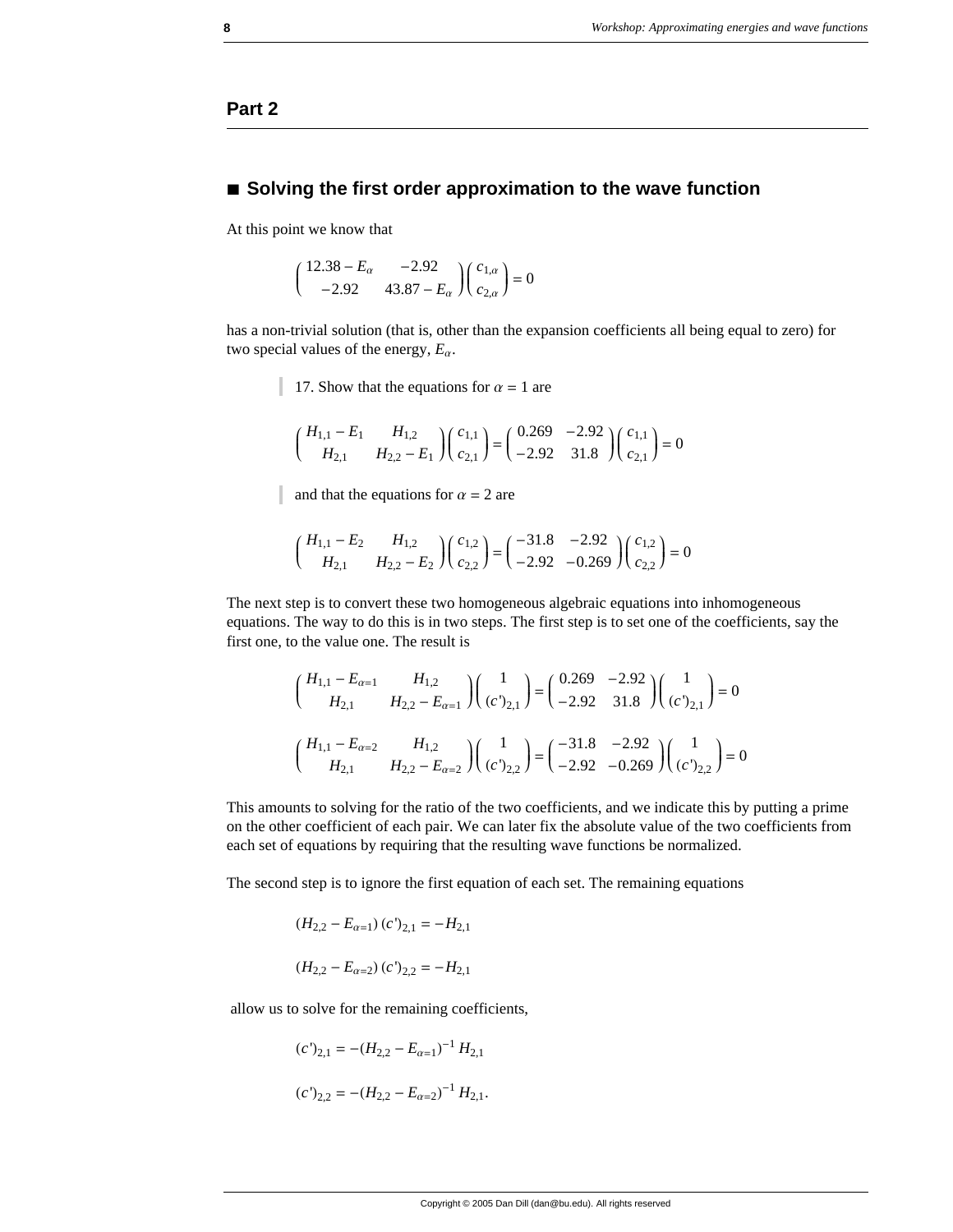## Part 2

### ■ Solving the first order approximation to the wave function

At this point we know that

$$\begin{pmatrix} 12.38 - E_\alpha & -2.92 \\ -2.92 & 43.87 - E_\alpha \end{pmatrix} \begin{pmatrix} c_{1,\alpha} \\ c_{2,\alpha} \end{pmatrix} = 0$$

has a non-trivial solution (that is, other than the expansion coefficients all being equal to zero) for two special values of the energy, $E_\alpha$.

> 17. Show that the equations for $\alpha = 1$ are

$$\begin{pmatrix} H_{1,1} - E_1 & H_{1,2} \\ H_{2,1} & H_{2,2} - E_1 \end{pmatrix} \begin{pmatrix} c_{1,1} \\ c_{2,1} \end{pmatrix} = \begin{pmatrix} 0.269 & -2.92 \\ -2.92 & 31.8 \end{pmatrix} \begin{pmatrix} c_{1,1} \\ c_{2,1} \end{pmatrix} = 0$$

> and that the equations for $\alpha = 2$ are

$$\begin{pmatrix} H_{1,1} - E_2 & H_{1,2} \\ H_{2,1} & H_{2,2} - E_2 \end{pmatrix} \begin{pmatrix} c_{1,2} \\ c_{2,2} \end{pmatrix} = \begin{pmatrix} -31.8 & -2.92 \\ -2.92 & -0.269 \end{pmatrix} \begin{pmatrix} c_{1,2} \\ c_{2,2} \end{pmatrix} = 0$$

The next step is to convert these two homogeneous algebraic equations into inhomogeneous equations. The way to do this is in two steps. The first step is to set one of the coefficients, say the first one, to the value one. The result is

$$\begin{pmatrix} H_{1,1} - E_{\alpha=1} & H_{1,2} \\ H_{2,1} & H_{2,2} - E_{\alpha=1} \end{pmatrix} \begin{pmatrix} 1 \\ (c')_{2,1} \end{pmatrix} = \begin{pmatrix} 0.269 & -2.92 \\ -2.92 & 31.8 \end{pmatrix} \begin{pmatrix} 1 \\ (c')_{2,1} \end{pmatrix} = 0$$

$$\begin{pmatrix} H_{1,1} - E_{\alpha=2} & H_{1,2} \\ H_{2,1} & H_{2,2} - E_{\alpha=2} \end{pmatrix} \begin{pmatrix} 1 \\ (c')_{2,2} \end{pmatrix} = \begin{pmatrix} -31.8 & -2.92 \\ -2.92 & -0.269 \end{pmatrix} \begin{pmatrix} 1 \\ (c')_{2,2} \end{pmatrix} = 0$$

This amounts to solving for the ratio of the two coefficients, and we indicate this by putting a prime on the other coefficient of each pair. We can later fix the absolute value of the two coefficients from each set of equations by requiring that the resulting wave functions be normalized.

The second step is to ignore the first equation of each set. The remaining equations

$$(H_{2,2} - E_{\alpha=1})\,(c')_{2,1} = -H_{2,1}$$

$$(H_{2,2} - E_{\alpha=2})\,(c')_{2,2} = -H_{2,1}$$

allow us to solve for the remaining coefficients,

$$(c')_{2,1} = -(H_{2,2} - E_{\alpha=1})^{-1}\,H_{2,1}$$

$$(c')_{2,2} = -(H_{2,2} - E_{\alpha=2})^{-1}\,H_{2,1}.$$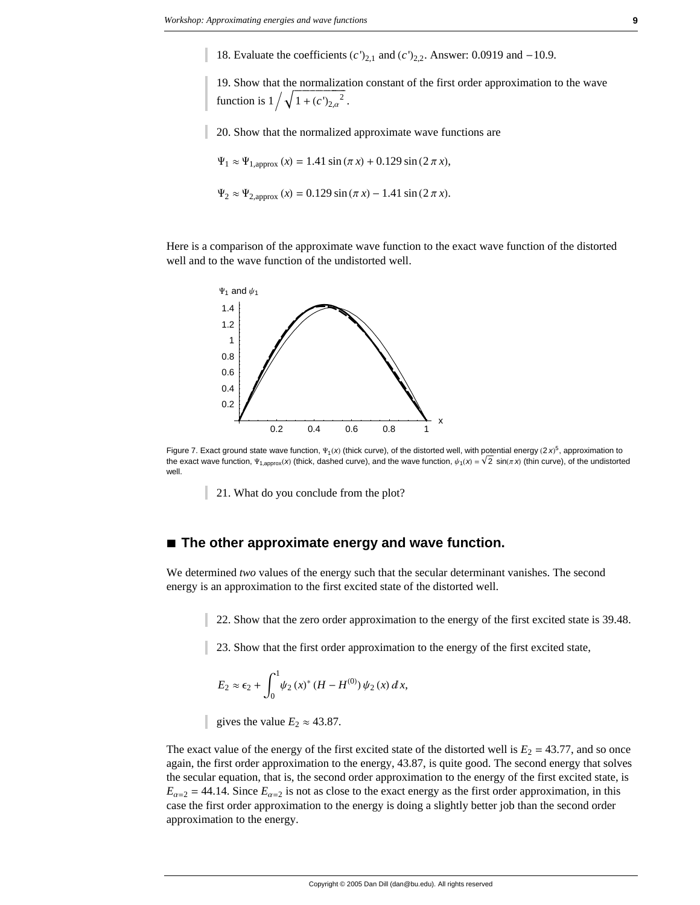18. Evaluate the coefficients $(c')_{2,1}$ and $(c')_{2,2}$. Answer: 0.0919 and $-10.9$.

19. Show that the normalization constant of the first order approximation to the wave function is $1 \Big/ \sqrt{1 + (c')_{2,\alpha}{}^2}$.

20. Show that the normalized approximate wave functions are

$$\Psi_1 \approx \Psi_{1,\text{approx}}(x) = 1.41 \sin(\pi x) + 0.129 \sin(2\pi x),$$

$$\Psi_2 \approx \Psi_{2,\text{approx}}(x) = 0.129 \sin(\pi x) - 1.41 \sin(2\pi x).$$

Here is a comparison of the approximate wave function to the exact wave function of the distorted well and to the wave function of the undistorted well.

Figure 7. Exact ground state wave function, $\Psi_1(x)$ (thick curve), of the distorted well, with potential energy $(2x)^5$, approximation to the exact wave function, $\Psi_{1,\text{approx}}(x)$ (thick, dashed curve), and the wave function, $\psi_1(x) = \sqrt{2}\,\sin(\pi x)$ (thin curve), of the undistorted well.

21. What do you conclude from the plot?

## ■ The other approximate energy and wave function.

We determined *two* values of the energy such that the secular determinant vanishes. The second energy is an approximation to the first excited state of the distorted well.

22. Show that the zero order approximation to the energy of the first excited state is 39.48.

23. Show that the first order approximation to the energy of the first excited state,

$$E_2 \approx \epsilon_2 + \int_0^1 \psi_2(x)^* \left(H - H^{(0)}\right) \psi_2(x)\, dx,$$

gives the value $E_2 \approx 43.87$.

The exact value of the energy of the first excited state of the distorted well is $E_2 = 43.77$, and so once again, the first order approximation to the energy, 43.87, is quite good. The second energy that solves the secular equation, that is, the second order approximation to the energy of the first excited state, is $E_{\alpha=2} = 44.14$. Since $E_{\alpha=2}$ is not as close to the exact energy as the first order approximation, in this case the first order approximation to the energy is doing a slightly better job than the second order approximation to the energy.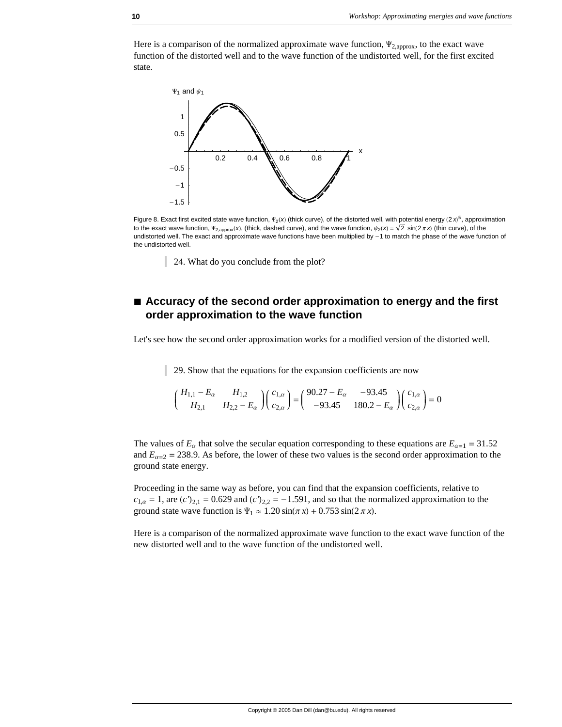Here is a comparison of the normalized approximate wave function, $\Psi_{2,\text{approx}}$, to the exact wave function of the distorted well and to the wave function of the undistorted well, for the first excited state.

Figure 8. Exact first excited state wave function, $\Psi_2(x)$ (thick curve), of the distorted well, with potential energy $(2x)^5$, approximation to the exact wave function, $\Psi_{2,\text{approx}}(x)$, (thick, dashed curve), and the wave function, $\psi_2(x) = \sqrt{2}\,\sin(2\pi x)$ (thin curve), of the undistorted well. The exact and approximate wave functions have been multiplied by $-1$ to match the phase of the wave function of the undistorted well.

> 24. What do you conclude from the plot?

## Accuracy of the second order approximation to energy and the first order approximation to the wave function

Let's see how the second order approximation works for a modified version of the distorted well.

> 29. Show that the equations for the expansion coefficients are now

$$\begin{pmatrix} H_{1,1} - E_\alpha & H_{1,2} \\ H_{2,1} & H_{2,2} - E_\alpha \end{pmatrix} \begin{pmatrix} c_{1,\alpha} \\ c_{2,\alpha} \end{pmatrix} = \begin{pmatrix} 90.27 - E_\alpha & -93.45 \\ -93.45 & 180.2 - E_\alpha \end{pmatrix} \begin{pmatrix} c_{1,\alpha} \\ c_{2,\alpha} \end{pmatrix} = 0$$

The values of $E_\alpha$ that solve the secular equation corresponding to these equations are $E_{\alpha=1} = 31.52$ and $E_{\alpha=2} = 238.9$. As before, the lower of these two values is the second order approximation to the ground state energy.

Proceeding in the same way as before, you can find that the expansion coefficients, relative to $c_{1,\alpha} = 1$, are $(c')_{2,1} = 0.629$ and $(c')_{2,2} = -1.591$, and so that the normalized approximation to the ground state wave function is $\Psi_1 \approx 1.20\sin(\pi x) + 0.753\sin(2\pi x)$.

Here is a comparison of the normalized approximate wave function to the exact wave function of the new distorted well and to the wave function of the undistorted well.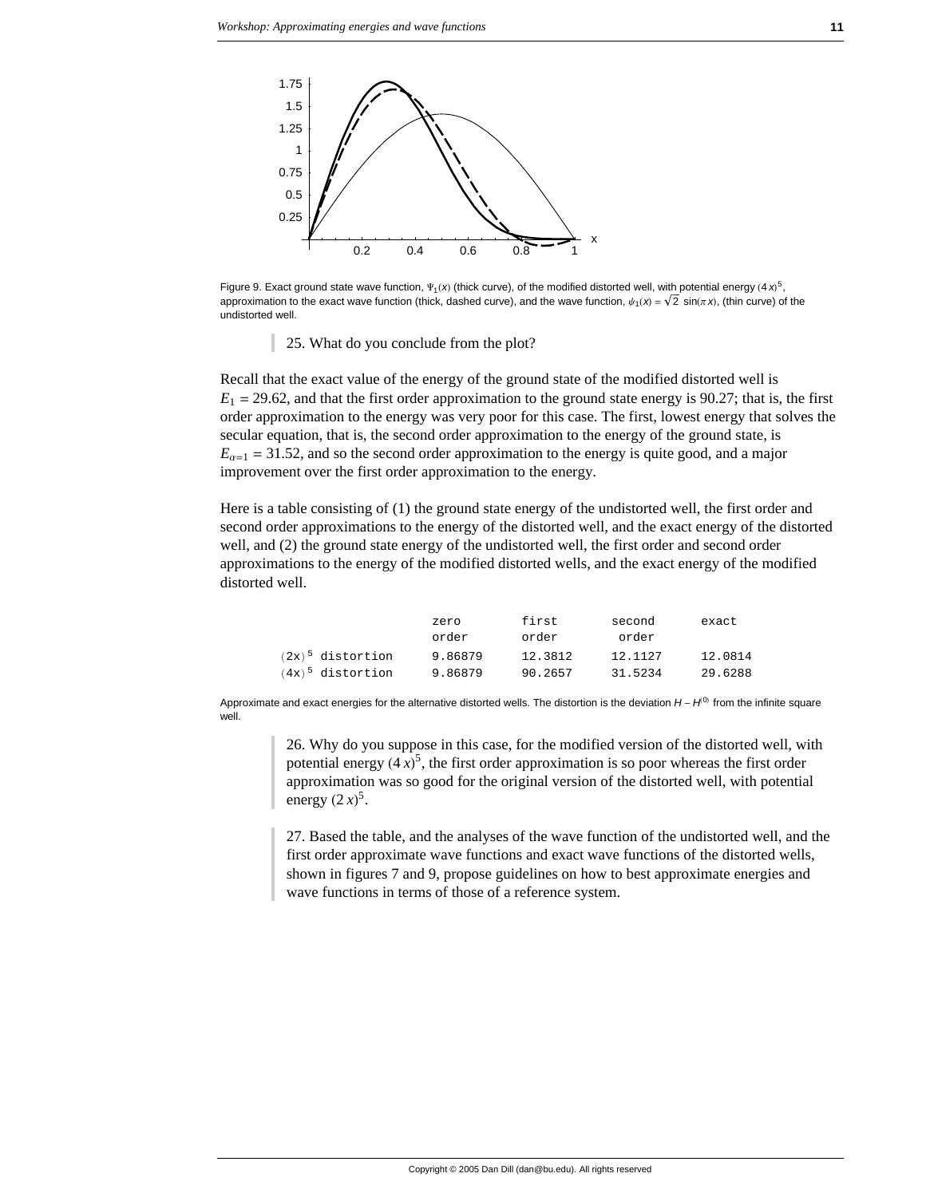Figure 9. Exact ground state wave function, $\Psi_1(x)$ (thick curve), of the modified distorted well, with potential energy $(4x)^5$, approximation to the exact wave function (thick, dashed curve), and the wave function, $\psi_1(x) = \sqrt{2}\,\sin(\pi x)$, (thin curve) of the undistorted well.

> 25. What do you conclude from the plot?

Recall that the exact value of the energy of the ground state of the modified distorted well is $E_1 = 29.62$, and that the first order approximation to the ground state energy is 90.27; that is, the first order approximation to the energy was very poor for this case. The first, lowest energy that solves the secular equation, that is, the second order approximation to the energy of the ground state, is $E_{\alpha=1} = 31.52$, and so the second order approximation to the energy is quite good, and a major improvement over the first order approximation to the energy.

Here is a table consisting of (1) the ground state energy of the undistorted well, the first order and second order approximations to the energy of the distorted well, and the exact energy of the distorted well, and (2) the ground state energy of the undistorted well, the first order and second order approximations to the energy of the modified distorted wells, and the exact energy of the modified distorted well.

| | zero order | first order | second order | exact |
|---|---|---|---|---|
| $(2x)^5$ distortion | 9.86879 | 12.3812 | 12.1127 | 12.0814 |
| $(4x)^5$ distortion | 9.86879 | 90.2657 | 31.5234 | 29.6288 |

Approximate and exact energies for the alternative distorted wells. The distortion is the deviation $H - H^{(0)}$ from the infinite square well.

> 26. Why do you suppose in this case, for the modified version of the distorted well, with potential energy $(4x)^5$, the first order approximation is so poor whereas the first order approximation was so good for the original version of the distorted well, with potential energy $(2x)^5$.

> 27. Based the table, and the analyses of the wave function of the undistorted well, and the first order approximate wave functions and exact wave functions of the distorted wells, shown in figures 7 and 9, propose guidelines on how to best approximate energies and wave functions in terms of those of a reference system.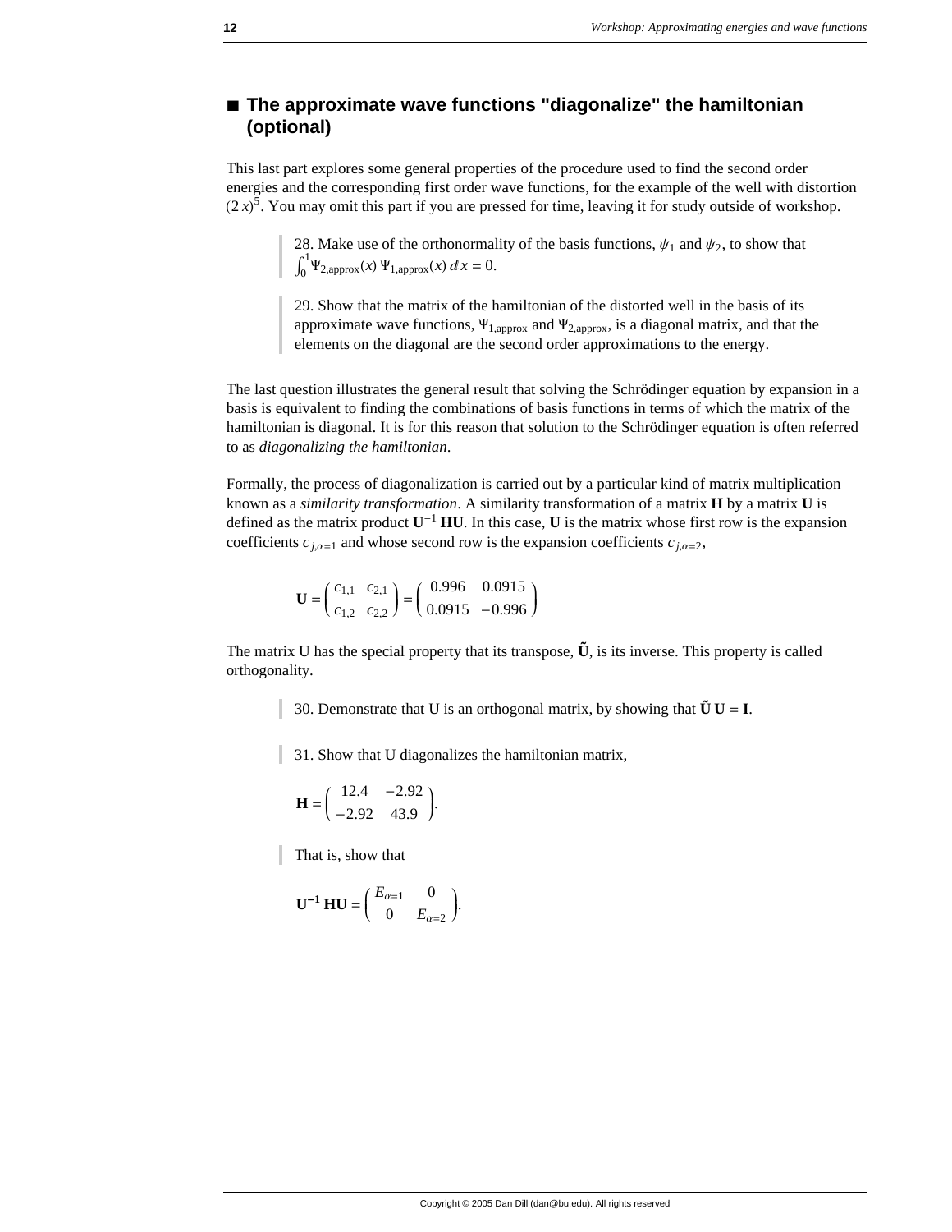## ■ The approximate wave functions "diagonalize" the hamiltonian (optional)

This last part explores some general properties of the procedure used to find the second order energies and the corresponding first order wave functions, for the example of the well with distortion $(2\,x)^5$. You may omit this part if you are pressed for time, leaving it for study outside of workshop.

> 28. Make use of the orthonormality of the basis functions, $\psi_1$ and $\psi_2$, to show that $\int_0^1 \Psi_{2,\text{approx}}(x)\,\Psi_{1,\text{approx}}(x)\,dx = 0$.

> 29. Show that the matrix of the hamiltonian of the distorted well in the basis of its approximate wave functions, $\Psi_{1,\text{approx}}$ and $\Psi_{2,\text{approx}}$, is a diagonal matrix, and that the elements on the diagonal are the second order approximations to the energy.

The last question illustrates the general result that solving the Schrödinger equation by expansion in a basis is equivalent to finding the combinations of basis functions in terms of which the matrix of the hamiltonian is diagonal. It is for this reason that solution to the Schrödinger equation is often referred to as *diagonalizing the hamiltonian*.

Formally, the process of diagonalization is carried out by a particular kind of matrix multiplication known as a *similarity transformation*. A similarity transformation of a matrix **H** by a matrix **U** is defined as the matrix product $\mathbf{U}^{-1}\,\mathbf{H}\mathbf{U}$. In this case, **U** is the matrix whose first row is the expansion coefficients $c_{j,\alpha=1}$ and whose second row is the expansion coefficients $c_{j,\alpha=2}$,

$$\mathbf{U} = \begin{pmatrix} c_{1,1} & c_{2,1} \\ c_{1,2} & c_{2,2} \end{pmatrix} = \begin{pmatrix} 0.996 & 0.0915 \\ 0.0915 & -0.996 \end{pmatrix}$$

The matrix U has the special property that its transpose, $\tilde{\mathbf{U}}$, is its inverse. This property is called orthogonality.

> 30. Demonstrate that U is an orthogonal matrix, by showing that $\tilde{\mathbf{U}}\,\mathbf{U} = \mathbf{I}$.

> 31. Show that U diagonalizes the hamiltonian matrix,
>
> $$\mathbf{H} = \begin{pmatrix} 12.4 & -2.92 \\ -2.92 & 43.9 \end{pmatrix}.$$
>
> That is, show that
>
> $$\mathbf{U}^{-1}\,\mathbf{H}\mathbf{U} = \begin{pmatrix} E_{\alpha=1} & 0 \\ 0 & E_{\alpha=2} \end{pmatrix}.$$